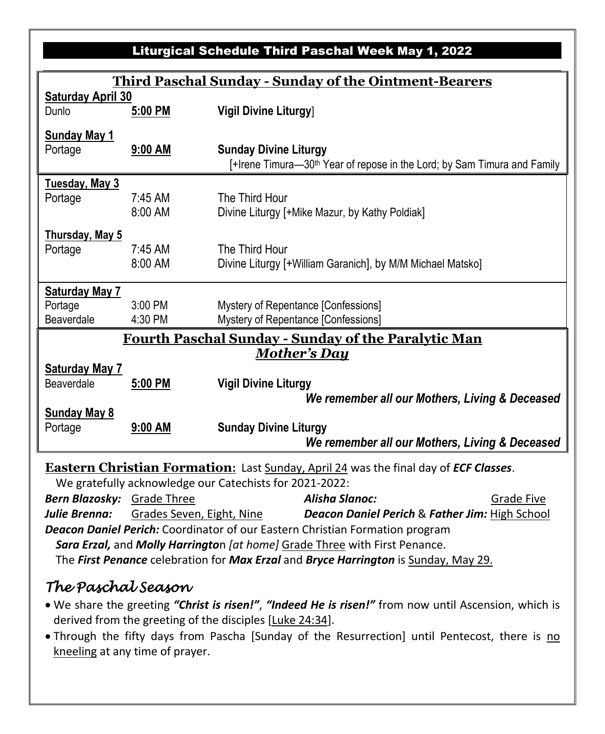## Liturgical Schedule Third Paschal Week May 1, 2022

### Third Paschal Sunday - Sunday of the Ointment-Bearers

**Saturday April 30**

| | | |
|---|---|---|
| Dunlo | **5:00 PM** | **Vigil Divine Liturgy**] |

**Sunday May 1**

| | | |
|---|---|---|
| Portage | **9:00 AM** | **Sunday Divine Liturgy** |
| | | [+Irene Timura—30th Year of repose in the Lord; by Sam Timura and Family |

**Tuesday, May 3**

| | | |
|---|---|---|
| Portage | 7:45 AM | The Third Hour |
| | 8:00 AM | Divine Liturgy [+Mike Mazur, by Kathy Poldiak] |

**Thursday, May 5**

| | | |
|---|---|---|
| Portage | 7:45 AM | The Third Hour |
| | 8:00 AM | Divine Liturgy [+William Garanich], by M/M Michael Matsko] |

**Saturday May 7**

| | | |
|---|---|---|
| Portage | 3:00 PM | Mystery of Repentance [Confessions] |
| Beaverdale | 4:30 PM | Mystery of Repentance [Confessions] |

### Fourth Paschal Sunday - Sunday of the Paralytic Man
### *Mother's Day*

**Saturday May 7**

| | | |
|---|---|---|
| Beaverdale | **5:00 PM** | **Vigil Divine Liturgy** |
| | | ***We remember all our Mothers, Living & Deceased*** |

**Sunday May 8**

| | | |
|---|---|---|
| Portage | **9:00 AM** | **Sunday Divine Liturgy** |
| | | ***We remember all our Mothers, Living & Deceased*** |

**Eastern Christian Formation:** Last Sunday, April 24 was the final day of ***ECF Classes***.
We gratefully acknowledge our Catechists for 2021-2022:

***Bern Blazosky:*** Grade Three
***Alisha Slanoc:*** Grade Five
***Julie Brenna:*** Grades Seven, Eight, Nine
***Deacon Daniel Perich*** & ***Father Jim:*** High School
***Deacon Daniel Perich:*** Coordinator of our Eastern Christian Formation program
***Sara Erzal,*** and ***Molly Harrington*** *[at home]* Grade Three with First Penance.
The ***First Penance*** celebration for ***Max Erzal*** and ***Bryce Harrington*** is Sunday, May 29.

## *The Paschal Season*

- We share the greeting ***"Christ is risen!"***, ***"Indeed He is risen!"*** from now until Ascension, which is derived from the greeting of the disciples [Luke 24:34].
- Through the fifty days from Pascha [Sunday of the Resurrection] until Pentecost, there is no kneeling at any time of prayer.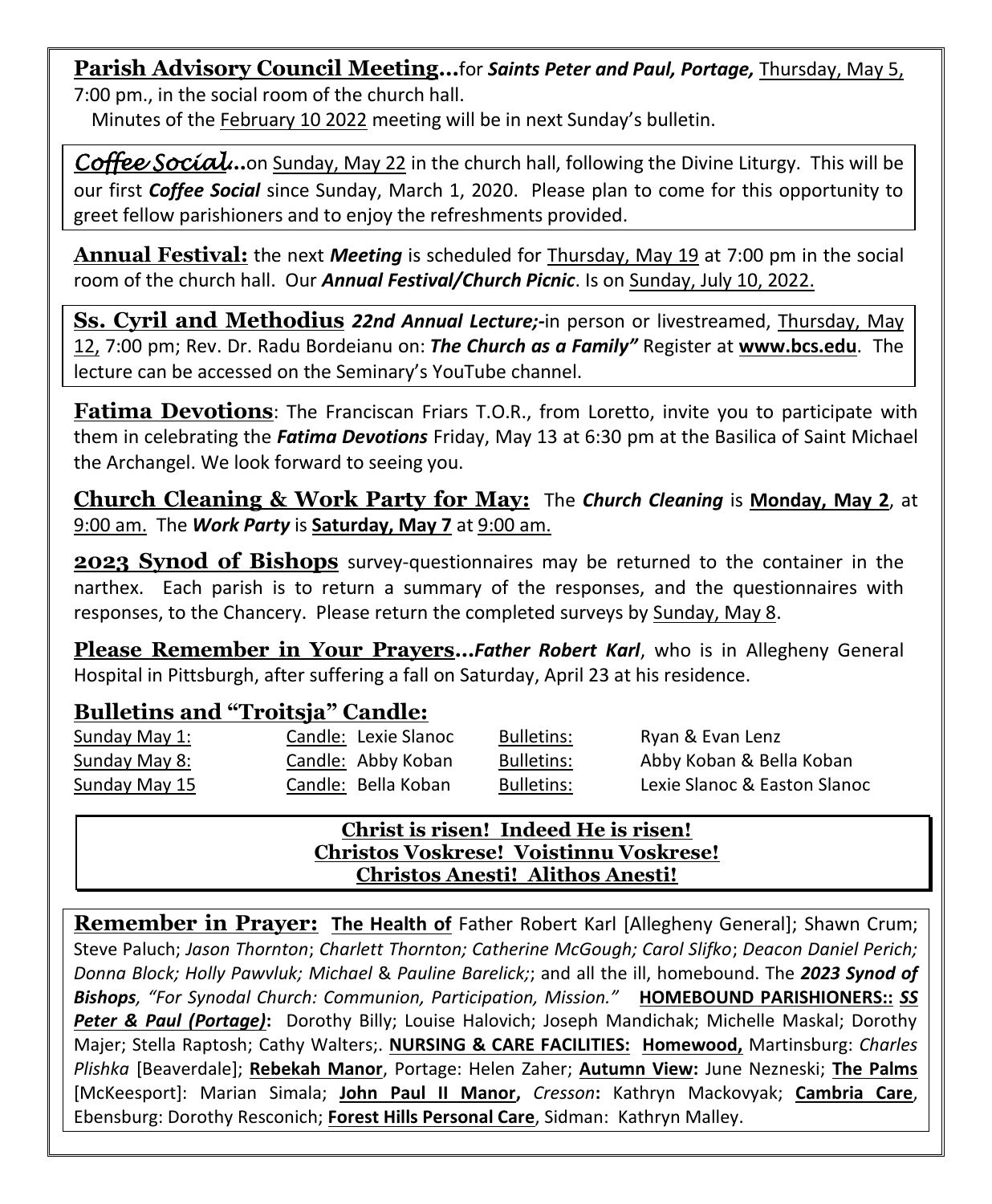**Parish Advisory Council Meeting…**for ***Saints Peter and Paul, Portage,*** Thursday, May 5, 7:00 pm., in the social room of the church hall.

Minutes of the February 10 2022 meeting will be in next Sunday's bulletin.

***Coffee Social…***on Sunday, May 22 in the church hall, following the Divine Liturgy. This will be our first ***Coffee Social*** since Sunday, March 1, 2020. Please plan to come for this opportunity to greet fellow parishioners and to enjoy the refreshments provided.

**Annual Festival:** the next ***Meeting*** is scheduled for Thursday, May 19 at 7:00 pm in the social room of the church hall. Our ***Annual Festival/Church Picnic***. Is on Sunday, July 10, 2022.

**Ss. Cyril and Methodius** ***22nd Annual Lecture;-***in person or livestreamed, Thursday, May 12, 7:00 pm; Rev. Dr. Radu Bordeianu on: ***The Church as a Family"*** Register at **www.bcs.edu**. The lecture can be accessed on the Seminary's YouTube channel.

**Fatima Devotions**: The Franciscan Friars T.O.R., from Loretto, invite you to participate with them in celebrating the ***Fatima Devotions*** Friday, May 13 at 6:30 pm at the Basilica of Saint Michael the Archangel. We look forward to seeing you.

**Church Cleaning & Work Party for May:** The ***Church Cleaning*** is **Monday, May 2**, at 9:00 am. The ***Work Party*** is **Saturday, May 7** at 9:00 am.

**2023 Synod of Bishops** survey-questionnaires may be returned to the container in the narthex. Each parish is to return a summary of the responses, and the questionnaires with responses, to the Chancery. Please return the completed surveys by Sunday, May 8.

**Please Remember in Your Prayers…*Father Robert Karl***, who is in Allegheny General Hospital in Pittsburgh, after suffering a fall on Saturday, April 23 at his residence.

**Bulletins and "Troitsja" Candle:**

| | | | |
|---|---|---|---|
| Sunday May 1: | Candle: Lexie Slanoc | Bulletins: | Ryan & Evan Lenz |
| Sunday May 8: | Candle: Abby Koban | Bulletins: | Abby Koban & Bella Koban |
| Sunday May 15 | Candle: Bella Koban | Bulletins: | Lexie Slanoc & Easton Slanoc |

**Christ is risen! Indeed He is risen!**
**Christos Voskrese! Voistinnu Voskrese!**
**Christos Anesti! Alithos Anesti!**

**Remember in Prayer:** **The Health of** Father Robert Karl [Allegheny General]; Shawn Crum; Steve Paluch; *Jason Thornton*; *Charlett Thornton; Catherine McGough; Carol Slifko*; *Deacon Daniel Perich; Donna Block; Holly Pawvluk; Michael* & *Pauline Barelick;*; and all the ill, homebound. The ***2023 Synod of Bishops**, "For Synodal Church: Communion, Participation, Mission."* **HOMEBOUND PARISHIONERS::** ***SS Peter & Paul (Portage)*:** Dorothy Billy; Louise Halovich; Joseph Mandichak; Michelle Maskal; Dorothy Majer; Stella Raptosh; Cathy Walters;. **NURSING & CARE FACILITIES:** **Homewood,** Martinsburg: *Charles Plishka* [Beaverdale]; **Rebekah Manor**, Portage: Helen Zaher; **Autumn View:** June Nezneski; **The Palms** [McKeesport]: Marian Simala; **John Paul II Manor,** *Cresson***:** Kathryn Mackovyak; **Cambria Care**, Ebensburg: Dorothy Resconich; **Forest Hills Personal Care**, Sidman: Kathryn Malley.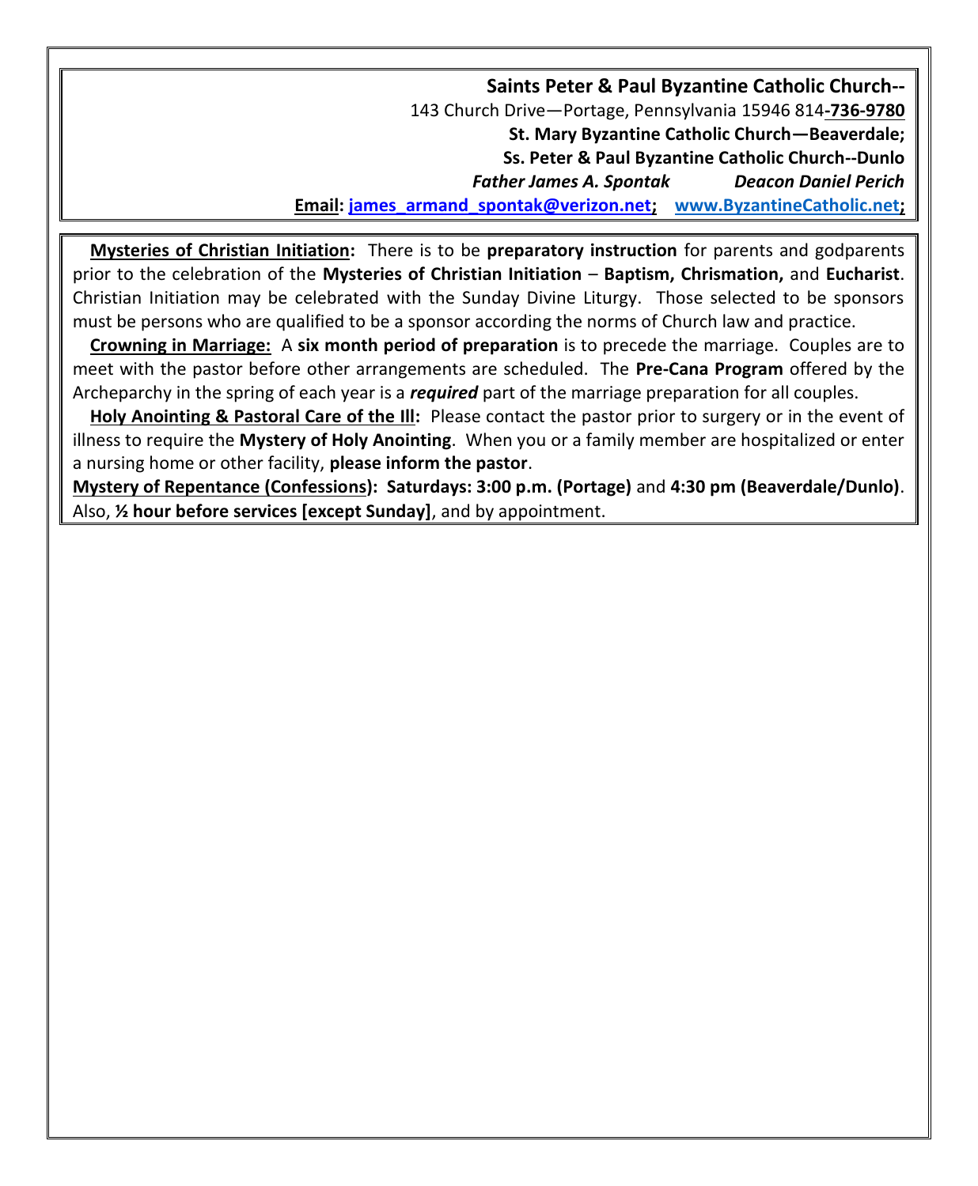**Saints Peter & Paul Byzantine Catholic Church--**
143 Church Drive—Portage, Pennsylvania 15946 814**-736-9780**
**St. Mary Byzantine Catholic Church—Beaverdale;**
**Ss. Peter & Paul Byzantine Catholic Church--Dunlo**
***Father James A. Spontak*** ***Deacon Daniel Perich***
**Email: james_armand_spontak@verizon.net; www.ByzantineCatholic.net;**

**Mysteries of Christian Initiation:** There is to be **preparatory instruction** for parents and godparents prior to the celebration of the **Mysteries of Christian Initiation** – **Baptism, Chrismation,** and **Eucharist**. Christian Initiation may be celebrated with the Sunday Divine Liturgy. Those selected to be sponsors must be persons who are qualified to be a sponsor according the norms of Church law and practice.

**Crowning in Marriage:** A **six month period of preparation** is to precede the marriage. Couples are to meet with the pastor before other arrangements are scheduled. The **Pre-Cana Program** offered by the Archeparchy in the spring of each year is a ***required*** part of the marriage preparation for all couples.

**Holy Anointing & Pastoral Care of the Ill:** Please contact the pastor prior to surgery or in the event of illness to require the **Mystery of Holy Anointing**. When you or a family member are hospitalized or enter a nursing home or other facility, **please inform the pastor**.

**Mystery of Repentance (Confessions): Saturdays: 3:00 p.m. (Portage)** and **4:30 pm (Beaverdale/Dunlo)**. Also, **½ hour before services [except Sunday]**, and by appointment.